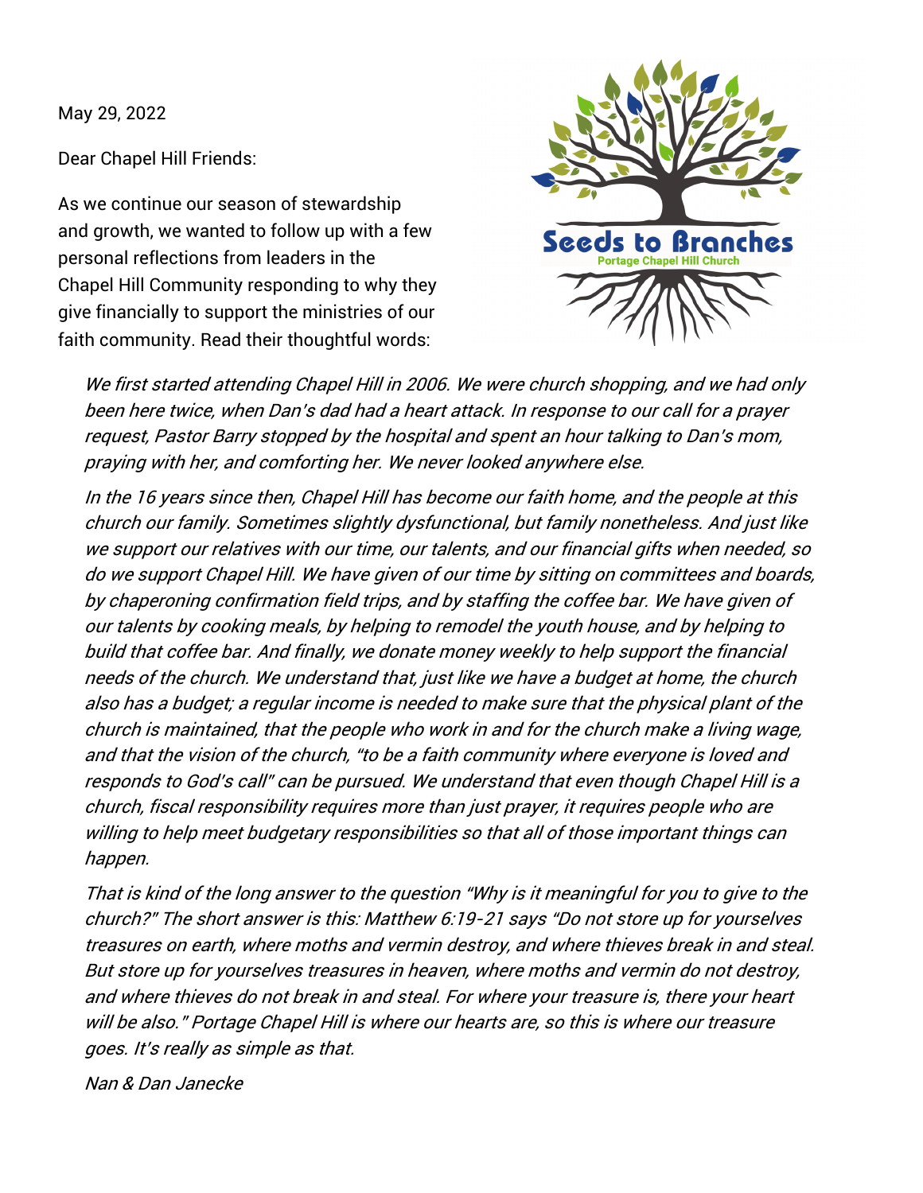May 29, 2022

Dear Chapel Hill Friends:

As we continue our season of stewardship and growth, we wanted to follow up with a few personal reflections from leaders in the Chapel Hill Community responding to why they give financially to support the ministries of our faith community. Read their thoughtful words:

**Seeds to Branches**
Portage Chapel Hill Church

*We first started attending Chapel Hill in 2006. We were church shopping, and we had only been here twice, when Dan's dad had a heart attack. In response to our call for a prayer request, Pastor Barry stopped by the hospital and spent an hour talking to Dan's mom, praying with her, and comforting her. We never looked anywhere else.*

*In the 16 years since then, Chapel Hill has become our faith home, and the people at this church our family. Sometimes slightly dysfunctional, but family nonetheless. And just like we support our relatives with our time, our talents, and our financial gifts when needed, so do we support Chapel Hill. We have given of our time by sitting on committees and boards, by chaperoning confirmation field trips, and by staffing the coffee bar. We have given of our talents by cooking meals, by helping to remodel the youth house, and by helping to build that coffee bar. And finally, we donate money weekly to help support the financial needs of the church. We understand that, just like we have a budget at home, the church also has a budget; a regular income is needed to make sure that the physical plant of the church is maintained, that the people who work in and for the church make a living wage, and that the vision of the church, "to be a faith community where everyone is loved and responds to God's call" can be pursued. We understand that even though Chapel Hill is a church, fiscal responsibility requires more than just prayer, it requires people who are willing to help meet budgetary responsibilities so that all of those important things can happen.*

*That is kind of the long answer to the question "Why is it meaningful for you to give to the church?" The short answer is this: Matthew 6:19-21 says "Do not store up for yourselves treasures on earth, where moths and vermin destroy, and where thieves break in and steal. But store up for yourselves treasures in heaven, where moths and vermin do not destroy, and where thieves do not break in and steal. For where your treasure is, there your heart will be also." Portage Chapel Hill is where our hearts are, so this is where our treasure goes. It's really as simple as that.*

*Nan & Dan Janecke*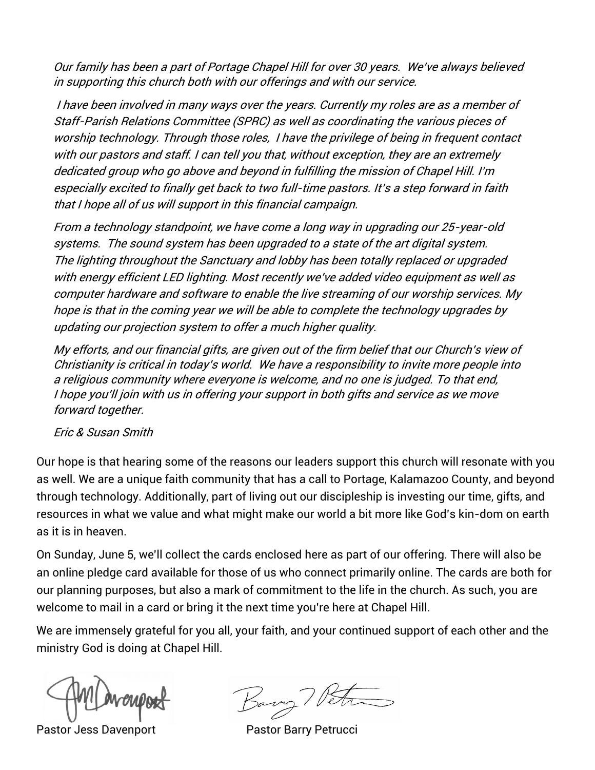*Our family has been a part of Portage Chapel Hill for over 30 years. We've always believed in supporting this church both with our offerings and with our service.*

*I have been involved in many ways over the years. Currently my roles are as a member of Staff-Parish Relations Committee (SPRC) as well as coordinating the various pieces of worship technology. Through those roles, I have the privilege of being in frequent contact with our pastors and staff. I can tell you that, without exception, they are an extremely dedicated group who go above and beyond in fulfilling the mission of Chapel Hill. I'm especially excited to finally get back to two full-time pastors. It's a step forward in faith that I hope all of us will support in this financial campaign.*

*From a technology standpoint, we have come a long way in upgrading our 25-year-old systems. The sound system has been upgraded to a state of the art digital system. The lighting throughout the Sanctuary and lobby has been totally replaced or upgraded with energy efficient LED lighting. Most recently we've added video equipment as well as computer hardware and software to enable the live streaming of our worship services. My hope is that in the coming year we will be able to complete the technology upgrades by updating our projection system to offer a much higher quality.*

*My efforts, and our financial gifts, are given out of the firm belief that our Church's view of Christianity is critical in today's world. We have a responsibility to invite more people into a religious community where everyone is welcome, and no one is judged. To that end, I hope you'll join with us in offering your support in both gifts and service as we move forward together.*

*Eric & Susan Smith*

Our hope is that hearing some of the reasons our leaders support this church will resonate with you as well. We are a unique faith community that has a call to Portage, Kalamazoo County, and beyond through technology. Additionally, part of living out our discipleship is investing our time, gifts, and resources in what we value and what might make our world a bit more like God's kin-dom on earth as it is in heaven.

On Sunday, June 5, we'll collect the cards enclosed here as part of our offering. There will also be an online pledge card available for those of us who connect primarily online. The cards are both for our planning purposes, but also a mark of commitment to the life in the church. As such, you are welcome to mail in a card or bring it the next time you're here at Chapel Hill.

We are immensely grateful for you all, your faith, and your continued support of each other and the ministry God is doing at Chapel Hill.

Pastor Jess Davenport

Pastor Barry Petrucci